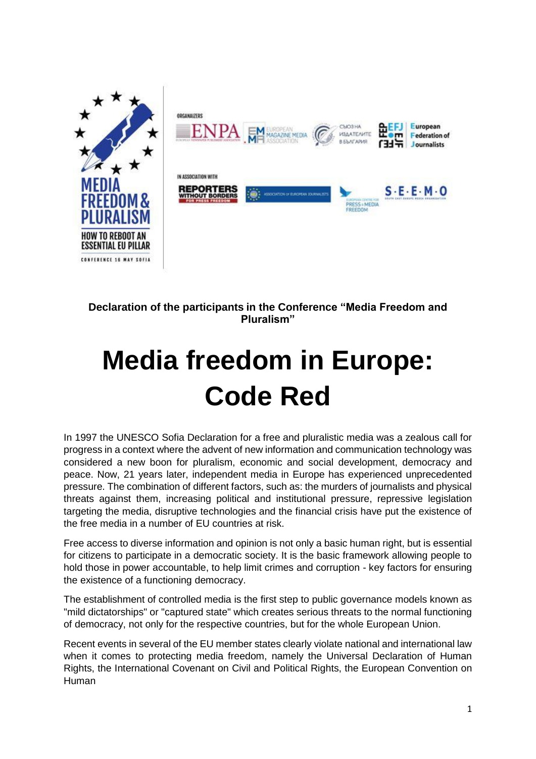MEDIA FREEDOM & PLURALISM

HOW TO REBOOT AN ESSENTIAL EU PILLAR

CONFERENCE 16 MAY SOFIA

ORGANIZERS

ENPA | EMMA EUROPEAN MAGAZINE MEDIA ASSOCIATION | СЪЮЗ НА ИЗДАТЕЛИТЕ В БЪЛГАРИЯ | EFJ European Federation of Journalists

IN ASSOCIATION WITH

REPORTERS WITHOUT BORDERS FOR PRESS FREEDOM | ASSOCIATION OF EUROPEAN JOURNALISTS | PRESS & MEDIA FREEDOM | S·E·E·M·O

**Declaration of the participants in the Conference "Media Freedom and Pluralism"**

# Media freedom in Europe: Code Red

In 1997 the UNESCO Sofia Declaration for a free and pluralistic media was a zealous call for progress in a context where the advent of new information and communication technology was considered a new boon for pluralism, economic and social development, democracy and peace. Now, 21 years later, independent media in Europe has experienced unprecedented pressure. The combination of different factors, such as: the murders of journalists and physical threats against them, increasing political and institutional pressure, repressive legislation targeting the media, disruptive technologies and the financial crisis have put the existence of the free media in a number of EU countries at risk.

Free access to diverse information and opinion is not only a basic human right, but is essential for citizens to participate in a democratic society. It is the basic framework allowing people to hold those in power accountable, to help limit crimes and corruption - key factors for ensuring the existence of a functioning democracy.

The establishment of controlled media is the first step to public governance models known as "mild dictatorships" or "captured state" which creates serious threats to the normal functioning of democracy, not only for the respective countries, but for the whole European Union.

Recent events in several of the EU member states clearly violate national and international law when it comes to protecting media freedom, namely the Universal Declaration of Human Rights, the International Covenant on Civil and Political Rights, the European Convention on Human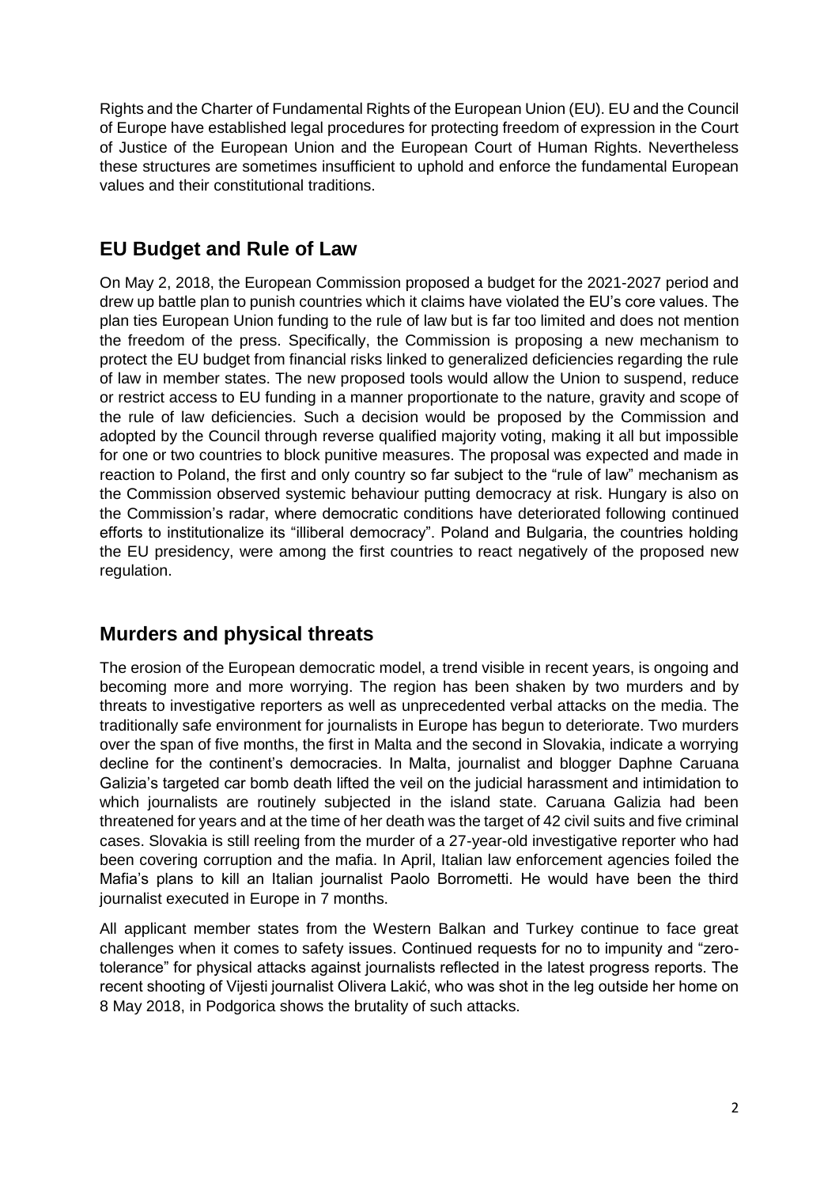Rights and the Charter of Fundamental Rights of the European Union (EU). EU and the Council of Europe have established legal procedures for protecting freedom of expression in the Court of Justice of the European Union and the European Court of Human Rights. Nevertheless these structures are sometimes insufficient to uphold and enforce the fundamental European values and their constitutional traditions.

## EU Budget and Rule of Law

On May 2, 2018, the European Commission proposed a budget for the 2021-2027 period and drew up battle plan to punish countries which it claims have violated the EU's core values. The plan ties European Union funding to the rule of law but is far too limited and does not mention the freedom of the press. Specifically, the Commission is proposing a new mechanism to protect the EU budget from financial risks linked to generalized deficiencies regarding the rule of law in member states. The new proposed tools would allow the Union to suspend, reduce or restrict access to EU funding in a manner proportionate to the nature, gravity and scope of the rule of law deficiencies. Such a decision would be proposed by the Commission and adopted by the Council through reverse qualified majority voting, making it all but impossible for one or two countries to block punitive measures. The proposal was expected and made in reaction to Poland, the first and only country so far subject to the "rule of law" mechanism as the Commission observed systemic behaviour putting democracy at risk. Hungary is also on the Commission's radar, where democratic conditions have deteriorated following continued efforts to institutionalize its "illiberal democracy". Poland and Bulgaria, the countries holding the EU presidency, were among the first countries to react negatively of the proposed new regulation.

## Murders and physical threats

The erosion of the European democratic model, a trend visible in recent years, is ongoing and becoming more and more worrying. The region has been shaken by two murders and by threats to investigative reporters as well as unprecedented verbal attacks on the media. The traditionally safe environment for journalists in Europe has begun to deteriorate. Two murders over the span of five months, the first in Malta and the second in Slovakia, indicate a worrying decline for the continent's democracies. In Malta, journalist and blogger Daphne Caruana Galizia's targeted car bomb death lifted the veil on the judicial harassment and intimidation to which journalists are routinely subjected in the island state. Caruana Galizia had been threatened for years and at the time of her death was the target of 42 civil suits and five criminal cases. Slovakia is still reeling from the murder of a 27-year-old investigative reporter who had been covering corruption and the mafia. In April, Italian law enforcement agencies foiled the Mafia's plans to kill an Italian journalist Paolo Borrometti. He would have been the third journalist executed in Europe in 7 months.

All applicant member states from the Western Balkan and Turkey continue to face great challenges when it comes to safety issues. Continued requests for no to impunity and "zero-tolerance" for physical attacks against journalists reflected in the latest progress reports. The recent shooting of Vijesti journalist Olivera Lakić, who was shot in the leg outside her home on 8 May 2018, in Podgorica shows the brutality of such attacks.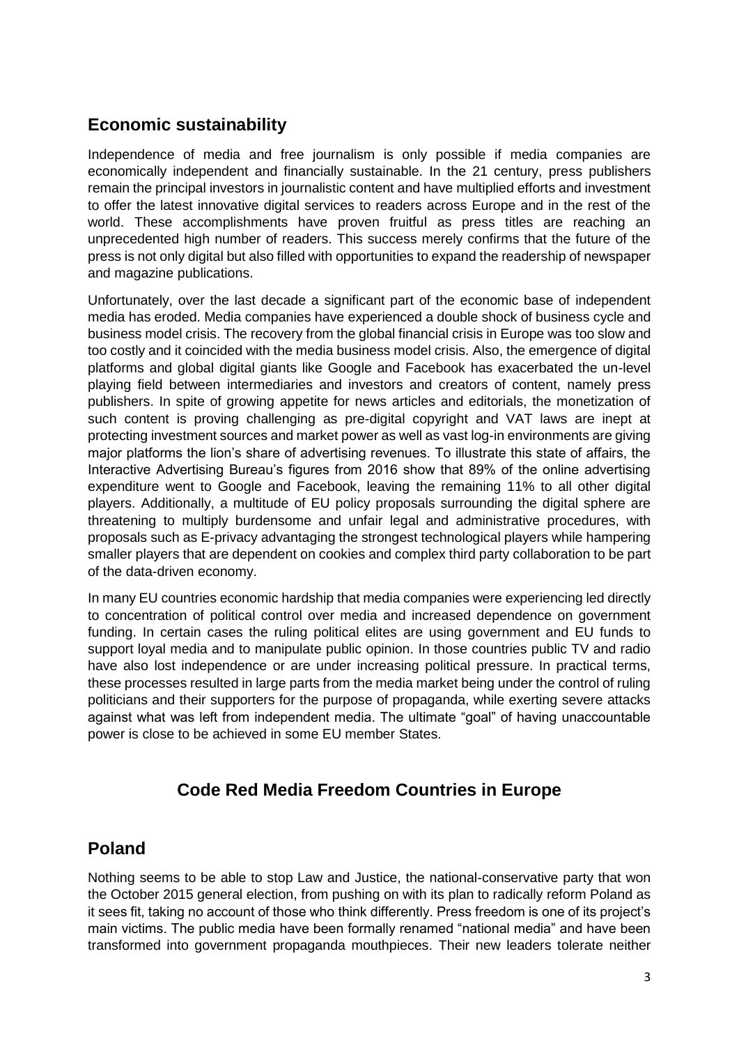## Economic sustainability

Independence of media and free journalism is only possible if media companies are economically independent and financially sustainable. In the 21 century, press publishers remain the principal investors in journalistic content and have multiplied efforts and investment to offer the latest innovative digital services to readers across Europe and in the rest of the world. These accomplishments have proven fruitful as press titles are reaching an unprecedented high number of readers. This success merely confirms that the future of the press is not only digital but also filled with opportunities to expand the readership of newspaper and magazine publications.

Unfortunately, over the last decade a significant part of the economic base of independent media has eroded. Media companies have experienced a double shock of business cycle and business model crisis. The recovery from the global financial crisis in Europe was too slow and too costly and it coincided with the media business model crisis. Also, the emergence of digital platforms and global digital giants like Google and Facebook has exacerbated the un-level playing field between intermediaries and investors and creators of content, namely press publishers. In spite of growing appetite for news articles and editorials, the monetization of such content is proving challenging as pre-digital copyright and VAT laws are inept at protecting investment sources and market power as well as vast log-in environments are giving major platforms the lion's share of advertising revenues. To illustrate this state of affairs, the Interactive Advertising Bureau's figures from 2016 show that 89% of the online advertising expenditure went to Google and Facebook, leaving the remaining 11% to all other digital players. Additionally, a multitude of EU policy proposals surrounding the digital sphere are threatening to multiply burdensome and unfair legal and administrative procedures, with proposals such as E-privacy advantaging the strongest technological players while hampering smaller players that are dependent on cookies and complex third party collaboration to be part of the data-driven economy.

In many EU countries economic hardship that media companies were experiencing led directly to concentration of political control over media and increased dependence on government funding. In certain cases the ruling political elites are using government and EU funds to support loyal media and to manipulate public opinion. In those countries public TV and radio have also lost independence or are under increasing political pressure. In practical terms, these processes resulted in large parts from the media market being under the control of ruling politicians and their supporters for the purpose of propaganda, while exerting severe attacks against what was left from independent media. The ultimate "goal" of having unaccountable power is close to be achieved in some EU member States.

# Code Red Media Freedom Countries in Europe

## Poland

Nothing seems to be able to stop Law and Justice, the national-conservative party that won the October 2015 general election, from pushing on with its plan to radically reform Poland as it sees fit, taking no account of those who think differently. Press freedom is one of its project's main victims. The public media have been formally renamed "national media" and have been transformed into government propaganda mouthpieces. Their new leaders tolerate neither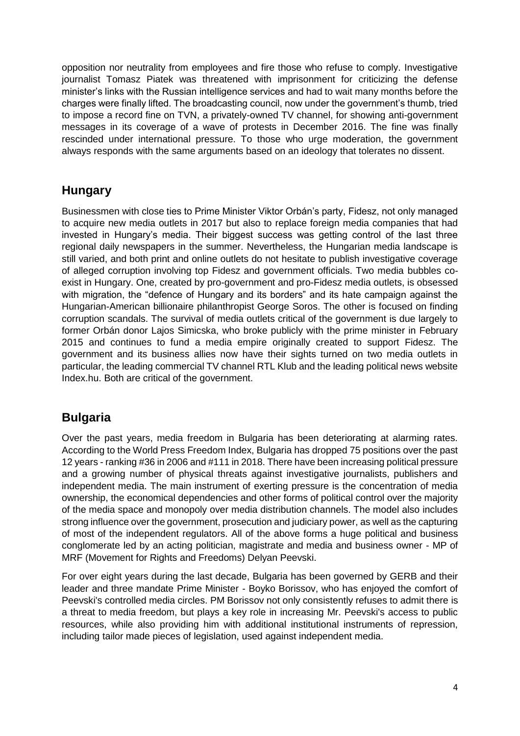opposition nor neutrality from employees and fire those who refuse to comply. Investigative journalist Tomasz Piatek was threatened with imprisonment for criticizing the defense minister's links with the Russian intelligence services and had to wait many months before the charges were finally lifted. The broadcasting council, now under the government's thumb, tried to impose a record fine on TVN, a privately-owned TV channel, for showing anti-government messages in its coverage of a wave of protests in December 2016. The fine was finally rescinded under international pressure. To those who urge moderation, the government always responds with the same arguments based on an ideology that tolerates no dissent.

## Hungary

Businessmen with close ties to Prime Minister Viktor Orbán's party, Fidesz, not only managed to acquire new media outlets in 2017 but also to replace foreign media companies that had invested in Hungary's media. Their biggest success was getting control of the last three regional daily newspapers in the summer. Nevertheless, the Hungarian media landscape is still varied, and both print and online outlets do not hesitate to publish investigative coverage of alleged corruption involving top Fidesz and government officials. Two media bubbles co-exist in Hungary. One, created by pro-government and pro-Fidesz media outlets, is obsessed with migration, the "defence of Hungary and its borders" and its hate campaign against the Hungarian-American billionaire philanthropist George Soros. The other is focused on finding corruption scandals. The survival of media outlets critical of the government is due largely to former Orbán donor Lajos Simicska, who broke publicly with the prime minister in February 2015 and continues to fund a media empire originally created to support Fidesz. The government and its business allies now have their sights turned on two media outlets in particular, the leading commercial TV channel RTL Klub and the leading political news website Index.hu. Both are critical of the government.

## Bulgaria

Over the past years, media freedom in Bulgaria has been deteriorating at alarming rates. According to the World Press Freedom Index, Bulgaria has dropped 75 positions over the past 12 years - ranking #36 in 2006 and #111 in 2018. There have been increasing political pressure and a growing number of physical threats against investigative journalists, publishers and independent media. The main instrument of exerting pressure is the concentration of media ownership, the economical dependencies and other forms of political control over the majority of the media space and monopoly over media distribution channels. The model also includes strong influence over the government, prosecution and judiciary power, as well as the capturing of most of the independent regulators. All of the above forms a huge political and business conglomerate led by an acting politician, magistrate and media and business owner - MP of MRF (Movement for Rights and Freedoms) Delyan Peevski.

For over eight years during the last decade, Bulgaria has been governed by GERB and their leader and three mandate Prime Minister - Boyko Borissov, who has enjoyed the comfort of Peevski's controlled media circles. PM Borissov not only consistently refuses to admit there is a threat to media freedom, but plays a key role in increasing Mr. Peevski's access to public resources, while also providing him with additional institutional instruments of repression, including tailor made pieces of legislation, used against independent media.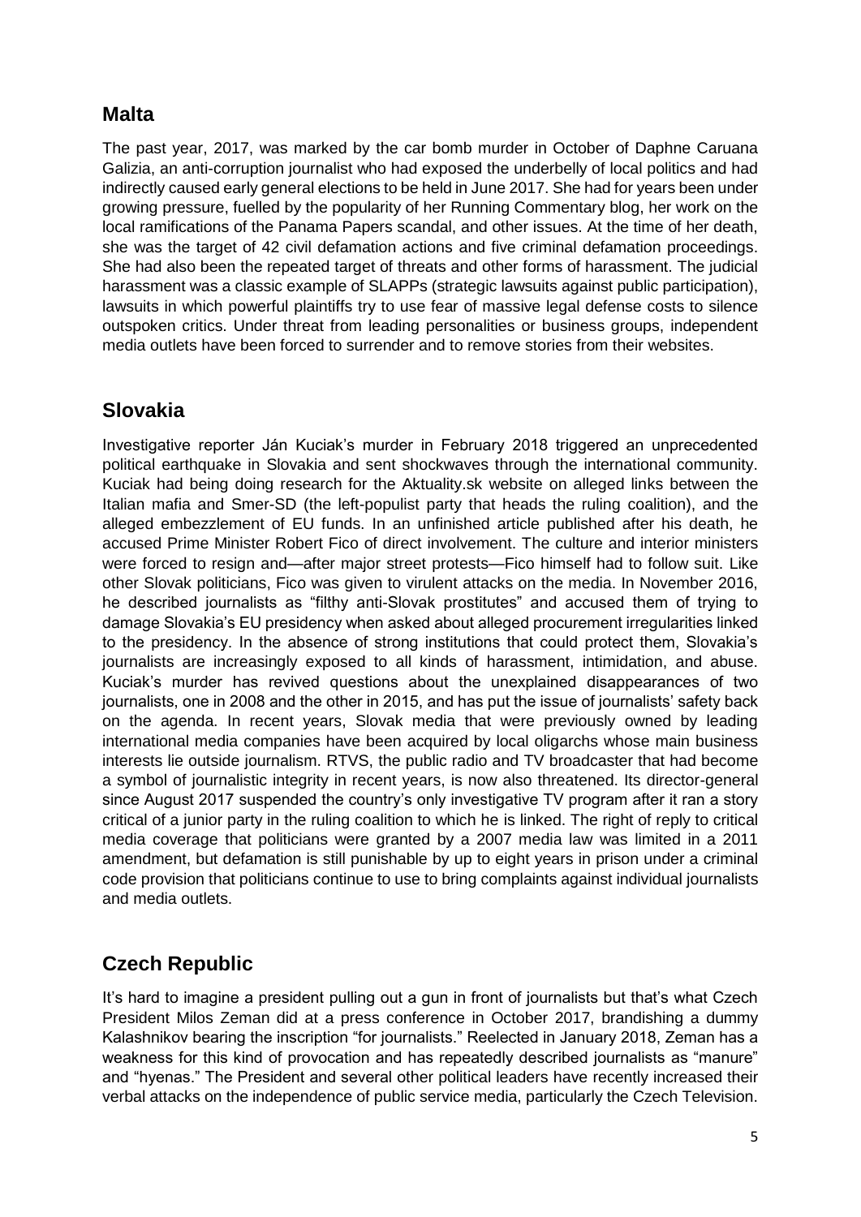## Malta

The past year, 2017, was marked by the car bomb murder in October of Daphne Caruana Galizia, an anti-corruption journalist who had exposed the underbelly of local politics and had indirectly caused early general elections to be held in June 2017. She had for years been under growing pressure, fuelled by the popularity of her Running Commentary blog, her work on the local ramifications of the Panama Papers scandal, and other issues. At the time of her death, she was the target of 42 civil defamation actions and five criminal defamation proceedings. She had also been the repeated target of threats and other forms of harassment. The judicial harassment was a classic example of SLAPPs (strategic lawsuits against public participation), lawsuits in which powerful plaintiffs try to use fear of massive legal defense costs to silence outspoken critics. Under threat from leading personalities or business groups, independent media outlets have been forced to surrender and to remove stories from their websites.

## Slovakia

Investigative reporter Ján Kuciak's murder in February 2018 triggered an unprecedented political earthquake in Slovakia and sent shockwaves through the international community. Kuciak had being doing research for the Aktuality.sk website on alleged links between the Italian mafia and Smer-SD (the left-populist party that heads the ruling coalition), and the alleged embezzlement of EU funds. In an unfinished article published after his death, he accused Prime Minister Robert Fico of direct involvement. The culture and interior ministers were forced to resign and—after major street protests—Fico himself had to follow suit. Like other Slovak politicians, Fico was given to virulent attacks on the media. In November 2016, he described journalists as "filthy anti-Slovak prostitutes" and accused them of trying to damage Slovakia's EU presidency when asked about alleged procurement irregularities linked to the presidency. In the absence of strong institutions that could protect them, Slovakia's journalists are increasingly exposed to all kinds of harassment, intimidation, and abuse. Kuciak's murder has revived questions about the unexplained disappearances of two journalists, one in 2008 and the other in 2015, and has put the issue of journalists' safety back on the agenda. In recent years, Slovak media that were previously owned by leading international media companies have been acquired by local oligarchs whose main business interests lie outside journalism. RTVS, the public radio and TV broadcaster that had become a symbol of journalistic integrity in recent years, is now also threatened. Its director-general since August 2017 suspended the country's only investigative TV program after it ran a story critical of a junior party in the ruling coalition to which he is linked. The right of reply to critical media coverage that politicians were granted by a 2007 media law was limited in a 2011 amendment, but defamation is still punishable by up to eight years in prison under a criminal code provision that politicians continue to use to bring complaints against individual journalists and media outlets.

## Czech Republic

It's hard to imagine a president pulling out a gun in front of journalists but that's what Czech President Milos Zeman did at a press conference in October 2017, brandishing a dummy Kalashnikov bearing the inscription "for journalists." Reelected in January 2018, Zeman has a weakness for this kind of provocation and has repeatedly described journalists as "manure" and "hyenas." The President and several other political leaders have recently increased their verbal attacks on the independence of public service media, particularly the Czech Television.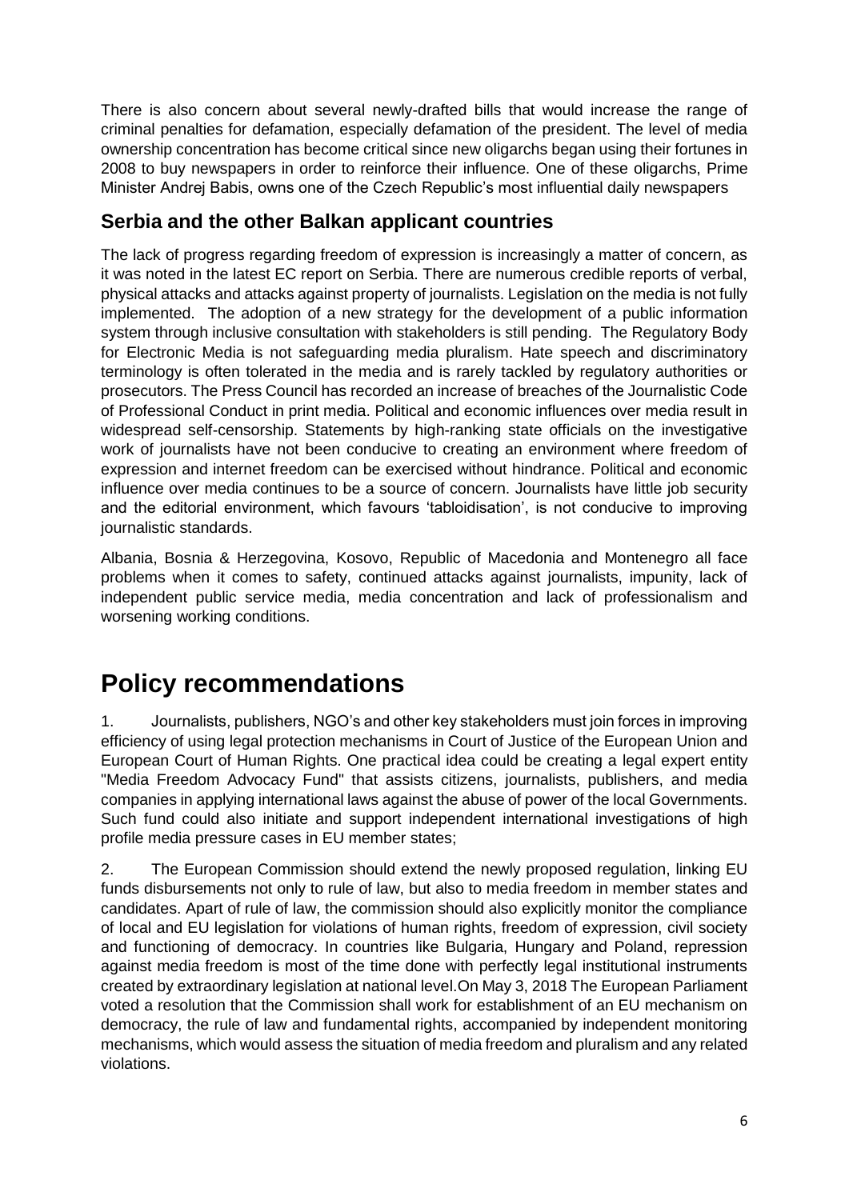There is also concern about several newly-drafted bills that would increase the range of criminal penalties for defamation, especially defamation of the president. The level of media ownership concentration has become critical since new oligarchs began using their fortunes in 2008 to buy newspapers in order to reinforce their influence. One of these oligarchs, Prime Minister Andrej Babis, owns one of the Czech Republic's most influential daily newspapers

## Serbia and the other Balkan applicant countries

The lack of progress regarding freedom of expression is increasingly a matter of concern, as it was noted in the latest EC report on Serbia. There are numerous credible reports of verbal, physical attacks and attacks against property of journalists. Legislation on the media is not fully implemented. The adoption of a new strategy for the development of a public information system through inclusive consultation with stakeholders is still pending. The Regulatory Body for Electronic Media is not safeguarding media pluralism. Hate speech and discriminatory terminology is often tolerated in the media and is rarely tackled by regulatory authorities or prosecutors. The Press Council has recorded an increase of breaches of the Journalistic Code of Professional Conduct in print media. Political and economic influences over media result in widespread self-censorship. Statements by high-ranking state officials on the investigative work of journalists have not been conducive to creating an environment where freedom of expression and internet freedom can be exercised without hindrance. Political and economic influence over media continues to be a source of concern. Journalists have little job security and the editorial environment, which favours 'tabloidisation', is not conducive to improving journalistic standards.

Albania, Bosnia & Herzegovina, Kosovo, Republic of Macedonia and Montenegro all face problems when it comes to safety, continued attacks against journalists, impunity, lack of independent public service media, media concentration and lack of professionalism and worsening working conditions.

# Policy recommendations

1. Journalists, publishers, NGO's and other key stakeholders must join forces in improving efficiency of using legal protection mechanisms in Court of Justice of the European Union and European Court of Human Rights. One practical idea could be creating a legal expert entity "Media Freedom Advocacy Fund" that assists citizens, journalists, publishers, and media companies in applying international laws against the abuse of power of the local Governments. Such fund could also initiate and support independent international investigations of high profile media pressure cases in EU member states;

2. The European Commission should extend the newly proposed regulation, linking EU funds disbursements not only to rule of law, but also to media freedom in member states and candidates. Apart of rule of law, the commission should also explicitly monitor the compliance of local and EU legislation for violations of human rights, freedom of expression, civil society and functioning of democracy. In countries like Bulgaria, Hungary and Poland, repression against media freedom is most of the time done with perfectly legal institutional instruments created by extraordinary legislation at national level.On May 3, 2018 The European Parliament voted a resolution that the Commission shall work for establishment of an EU mechanism on democracy, the rule of law and fundamental rights, accompanied by independent monitoring mechanisms, which would assess the situation of media freedom and pluralism and any related violations.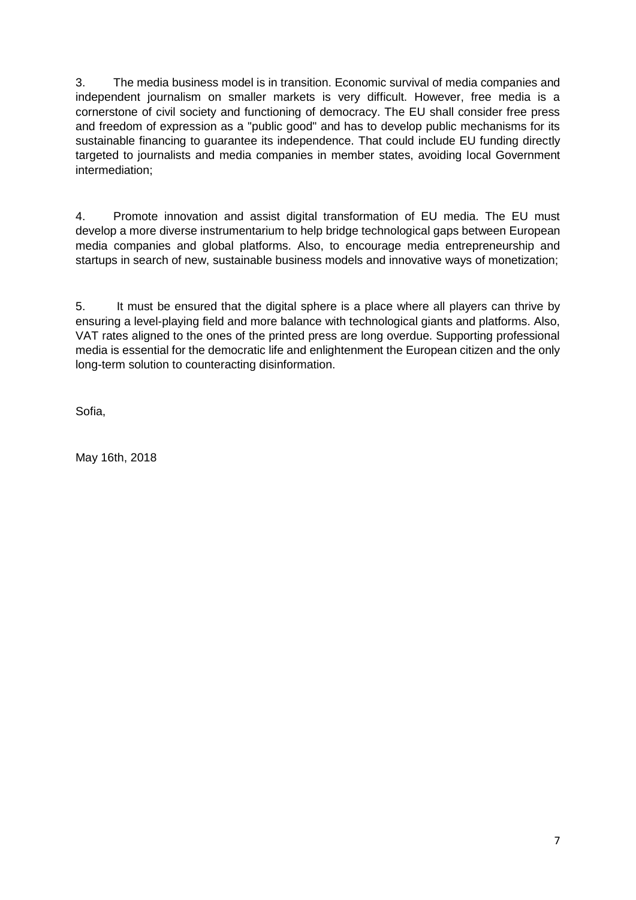3. The media business model is in transition. Economic survival of media companies and independent journalism on smaller markets is very difficult. However, free media is a cornerstone of civil society and functioning of democracy. The EU shall consider free press and freedom of expression as a "public good" and has to develop public mechanisms for its sustainable financing to guarantee its independence. That could include EU funding directly targeted to journalists and media companies in member states, avoiding local Government intermediation;

4. Promote innovation and assist digital transformation of EU media. The EU must develop a more diverse instrumentarium to help bridge technological gaps between European media companies and global platforms. Also, to encourage media entrepreneurship and startups in search of new, sustainable business models and innovative ways of monetization;

5. It must be ensured that the digital sphere is a place where all players can thrive by ensuring a level-playing field and more balance with technological giants and platforms. Also, VAT rates aligned to the ones of the printed press are long overdue. Supporting professional media is essential for the democratic life and enlightenment the European citizen and the only long-term solution to counteracting disinformation.

Sofia,

May 16th, 2018